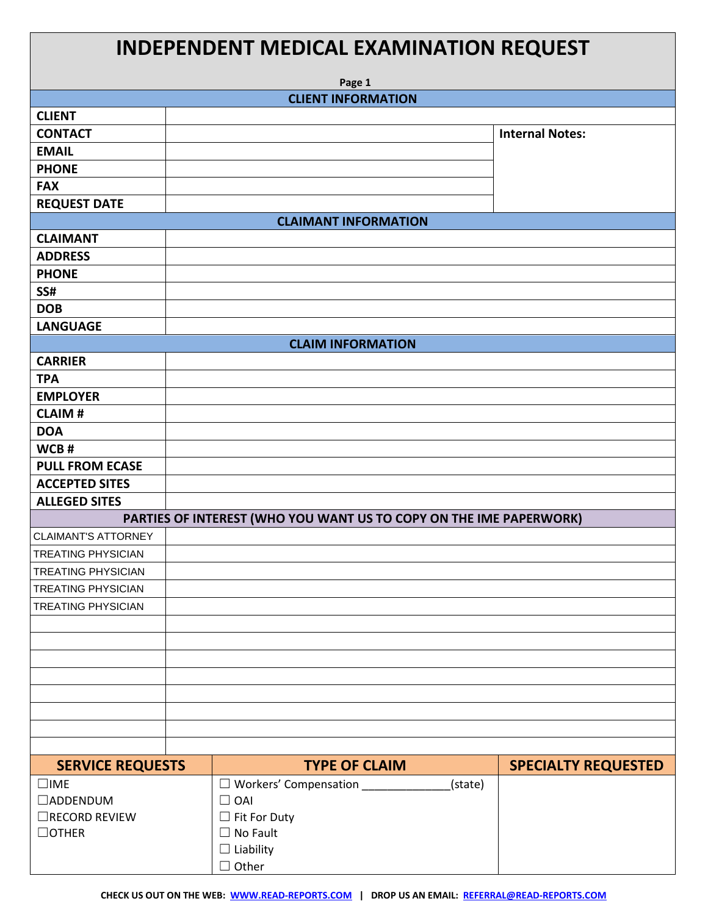# INDEPENDENT MEDICAL EXAMINATION REQUEST

**Page 1**

| CLIENT INFORMATION | | |
|---|---|---|
| **CLIENT** | | |
| **CONTACT** | | **Internal Notes:** |
| **EMAIL** | | |
| **PHONE** | | |
| **FAX** | | |
| **REQUEST DATE** | | |

| CLAIMANT INFORMATION | |
|---|---|
| **CLAIMANT** | |
| **ADDRESS** | |
| **PHONE** | |
| **SS#** | |
| **DOB** | |
| **LANGUAGE** | |

| CLAIM INFORMATION | |
|---|---|
| **CARRIER** | |
| **TPA** | |
| **EMPLOYER** | |
| **CLAIM #** | |
| **DOA** | |
| **WCB #** | |
| **PULL FROM ECASE** | |
| **ACCEPTED SITES** | |
| **ALLEGED SITES** | |

| PARTIES OF INTEREST (WHO YOU WANT US TO COPY ON THE IME PAPERWORK) | |
|---|---|
| CLAIMANT'S ATTORNEY | |
| TREATING PHYSICIAN | |
| TREATING PHYSICIAN | |
| TREATING PHYSICIAN | |
| TREATING PHYSICIAN | |
| | |
| | |
| | |
| | |
| | |
| | |
| | |
| | |

| SERVICE REQUESTS | TYPE OF CLAIM | SPECIALTY REQUESTED |
|---|---|---|
| ☐IME<br>☐ADDENDUM<br>☐RECORD REVIEW<br>☐OTHER | ☐ Workers' Compensation _____________(state)<br>☐ OAI<br>☐ Fit For Duty<br>☐ No Fault<br>☐ Liability<br>☐ Other | |

CHECK US OUT ON THE WEB: WWW.READ-REPORTS.COM | DROP US AN EMAIL: REFERRAL@READ-REPORTS.COM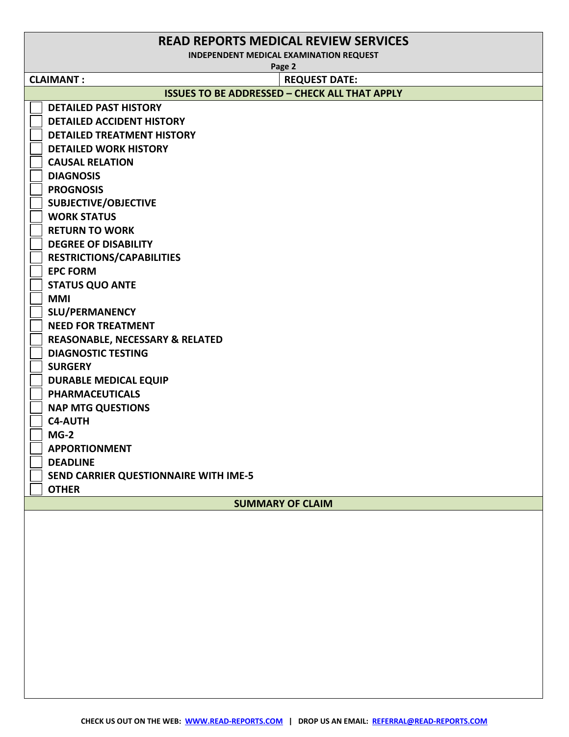# READ REPORTS MEDICAL REVIEW SERVICES

**INDEPENDENT MEDICAL EXAMINATION REQUEST**

**Page 2**

| | |
|---|---|
| **CLAIMANT :** | **REQUEST DATE:** |

## ISSUES TO BE ADDRESSED – CHECK ALL THAT APPLY

- [ ] DETAILED PAST HISTORY
- [ ] DETAILED ACCIDENT HISTORY
- [ ] DETAILED TREATMENT HISTORY
- [ ] DETAILED WORK HISTORY
- [ ] CAUSAL RELATION
- [ ] DIAGNOSIS
- [ ] PROGNOSIS
- [ ] SUBJECTIVE/OBJECTIVE
- [ ] WORK STATUS
- [ ] RETURN TO WORK
- [ ] DEGREE OF DISABILITY
- [ ] RESTRICTIONS/CAPABILITIES
- [ ] EPC FORM
- [ ] STATUS QUO ANTE
- [ ] MMI
- [ ] SLU/PERMANENCY
- [ ] NEED FOR TREATMENT
- [ ] REASONABLE, NECESSARY & RELATED
- [ ] DIAGNOSTIC TESTING
- [ ] SURGERY
- [ ] DURABLE MEDICAL EQUIP
- [ ] PHARMACEUTICALS
- [ ] NAP MTG QUESTIONS
- [ ] C4-AUTH
- [ ] MG-2
- [ ] APPORTIONMENT
- [ ] DEADLINE
- [ ] SEND CARRIER QUESTIONNAIRE WITH IME-5
- [ ] OTHER

## SUMMARY OF CLAIM

CHECK US OUT ON THE WEB: WWW.READ-REPORTS.COM | DROP US AN EMAIL: REFERRAL@READ-REPORTS.COM